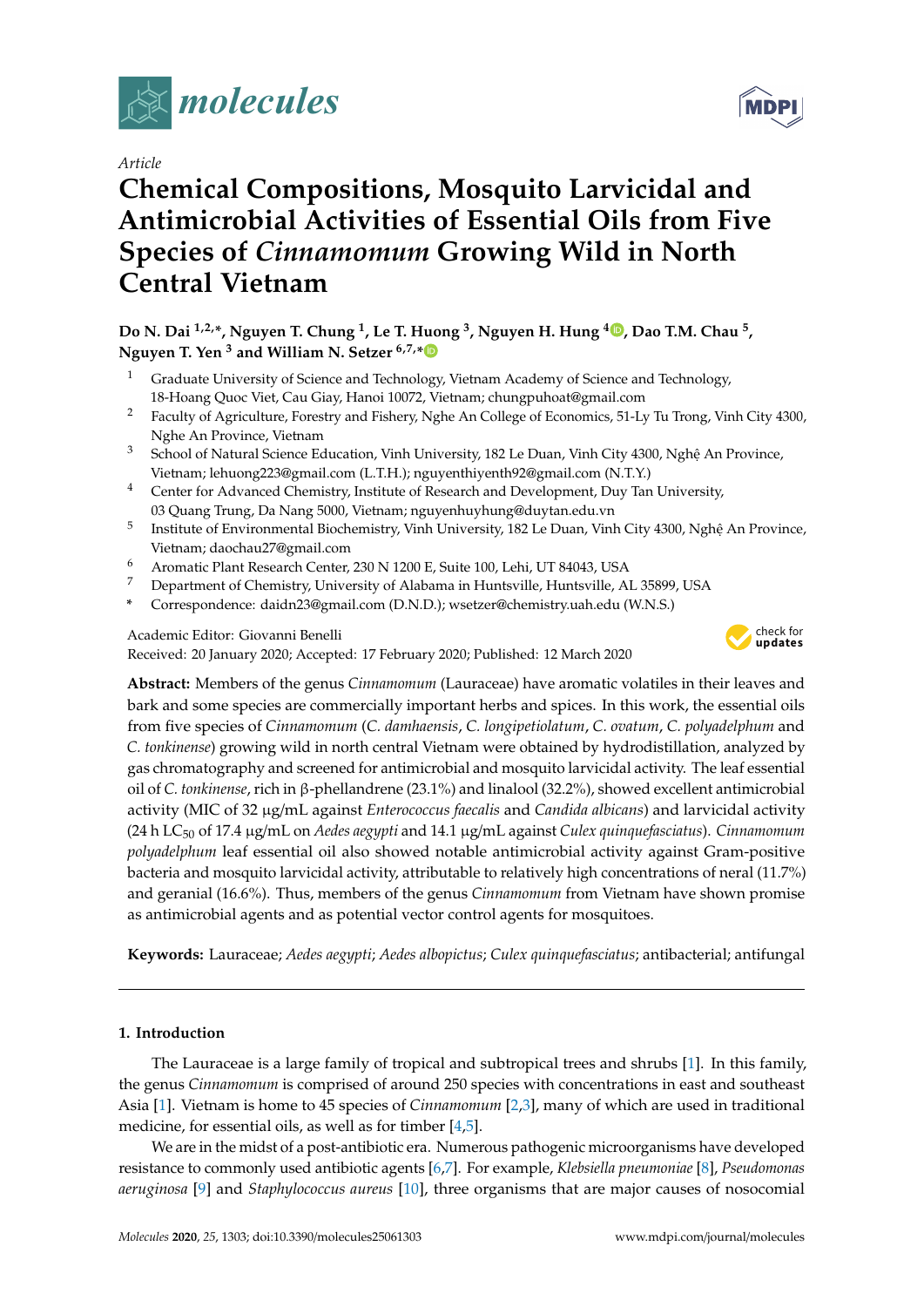*Article*

# Chemical Compositions, Mosquito Larvicidal and Antimicrobial Activities of Essential Oils from Five Species of *Cinnamomum* Growing Wild in North Central Vietnam

**Do N. Dai [1,2,*], Nguyen T. Chung [1], Le T. Huong [3], Nguyen H. Hung [4], Dao T.M. Chau [5], Nguyen T. Yen [3] and William N. Setzer [6,7,*]**

1 Graduate University of Science and Technology, Vietnam Academy of Science and Technology, 18-Hoang Quoc Viet, Cau Giay, Hanoi 10072, Vietnam; chungpuhoat@gmail.com

2 Faculty of Agriculture, Forestry and Fishery, Nghe An College of Economics, 51-Ly Tu Trong, Vinh City 4300, Nghe An Province, Vietnam

3 School of Natural Science Education, Vinh University, 182 Le Duan, Vinh City 4300, Nghệ An Province, Vietnam; lehuong223@gmail.com (L.T.H.); nguyenthiyenth92@gmail.com (N.T.Y.)

4 Center for Advanced Chemistry, Institute of Research and Development, Duy Tan University, 03 Quang Trung, Da Nang 5000, Vietnam; nguyenhuyhung@duytan.edu.vn

5 Institute of Environmental Biochemistry, Vinh University, 182 Le Duan, Vinh City 4300, Nghệ An Province, Vietnam; daochau27@gmail.com

6 Aromatic Plant Research Center, 230 N 1200 E, Suite 100, Lehi, UT 84043, USA

7 Department of Chemistry, University of Alabama in Huntsville, Huntsville, AL 35899, USA

\* Correspondence: daidn23@gmail.com (D.N.D.); wsetzer@chemistry.uah.edu (W.N.S.)

Academic Editor: Giovanni Benelli

Received: 20 January 2020; Accepted: 17 February 2020; Published: 12 March 2020

**Abstract:** Members of the genus *Cinnamomum* (Lauraceae) have aromatic volatiles in their leaves and bark and some species are commercially important herbs and spices. In this work, the essential oils from five species of *Cinnamomum* (*C. damhaensis*, *C. longipetiolatum*, *C. ovatum*, *C. polyadelphum* and *C. tonkinense*) growing wild in north central Vietnam were obtained by hydrodistillation, analyzed by gas chromatography and screened for antimicrobial and mosquito larvicidal activity. The leaf essential oil of *C. tonkinense*, rich in β-phellandrene (23.1%) and linalool (32.2%), showed excellent antimicrobial activity (MIC of 32 μg/mL against *Enterococcus faecalis* and *Candida albicans*) and larvicidal activity (24 h $LC_{50}$ of 17.4 μg/mL on *Aedes aegypti* and 14.1 μg/mL against *Culex quinquefasciatus*). *Cinnamomum polyadelphum* leaf essential oil also showed notable antimicrobial activity against Gram-positive bacteria and mosquito larvicidal activity, attributable to relatively high concentrations of neral (11.7%) and geranial (16.6%). Thus, members of the genus *Cinnamomum* from Vietnam have shown promise as antimicrobial agents and as potential vector control agents for mosquitoes.

**Keywords:** Lauraceae; *Aedes aegypti*; *Aedes albopictus*; *Culex quinquefasciatus*; antibacterial; antifungal

## 1. Introduction

The Lauraceae is a large family of tropical and subtropical trees and shrubs [1]. In this family, the genus *Cinnamomum* is comprised of around 250 species with concentrations in east and southeast Asia [1]. Vietnam is home to 45 species of *Cinnamomum* [2,3], many of which are used in traditional medicine, for essential oils, as well as for timber [4,5].

We are in the midst of a post-antibiotic era. Numerous pathogenic microorganisms have developed resistance to commonly used antibiotic agents [6,7]. For example, *Klebsiella pneumoniae* [8], *Pseudomonas aeruginosa* [9] and *Staphylococcus aureus* [10], three organisms that are major causes of nosocomial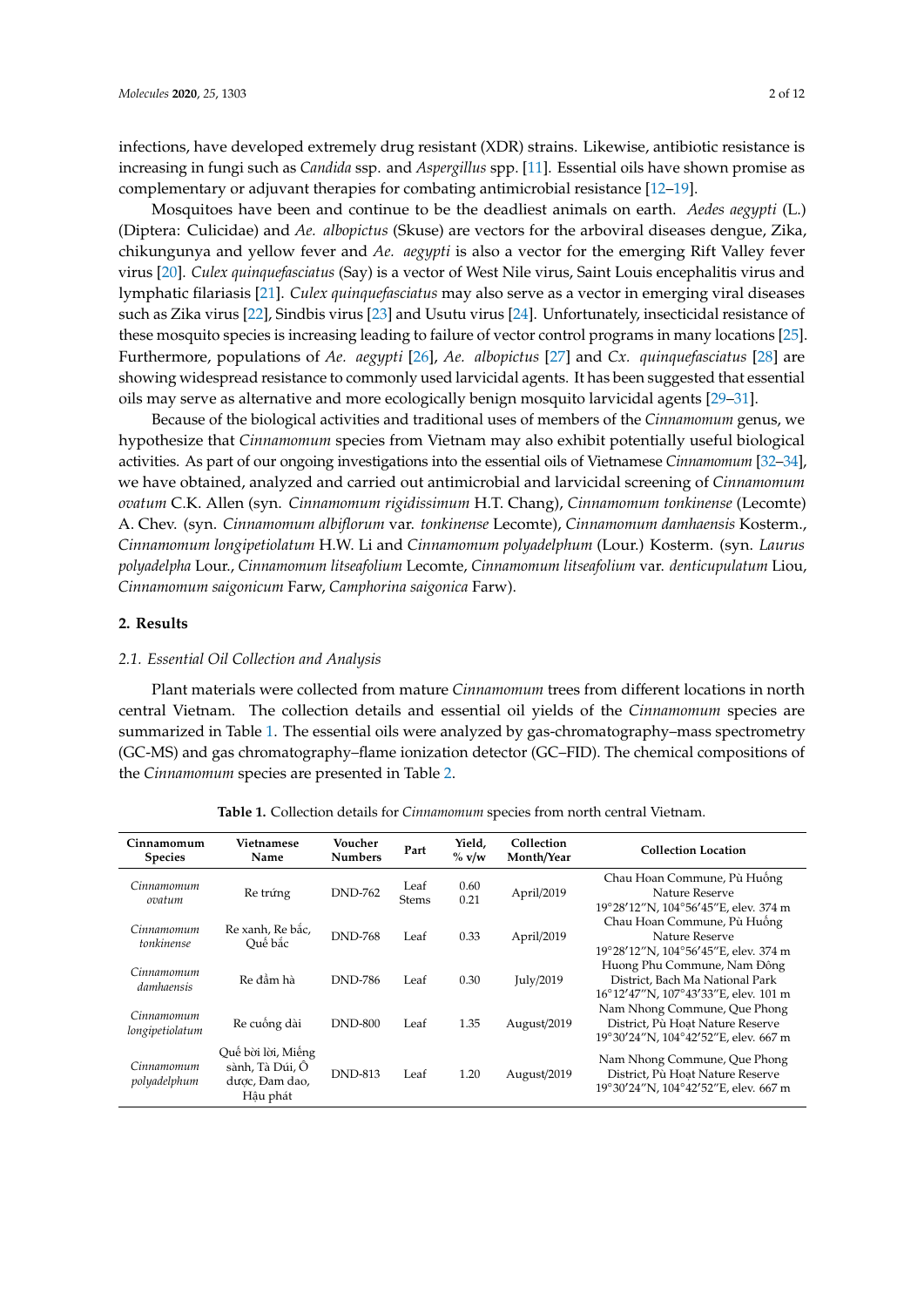infections, have developed extremely drug resistant (XDR) strains. Likewise, antibiotic resistance is increasing in fungi such as *Candida* ssp. and *Aspergillus* spp. [11]. Essential oils have shown promise as complementary or adjuvant therapies for combating antimicrobial resistance [12–19].

Mosquitoes have been and continue to be the deadliest animals on earth. *Aedes aegypti* (L.) (Diptera: Culicidae) and *Ae. albopictus* (Skuse) are vectors for the arboviral diseases dengue, Zika, chikungunya and yellow fever and *Ae. aegypti* is also a vector for the emerging Rift Valley fever virus [20]. *Culex quinquefasciatus* (Say) is a vector of West Nile virus, Saint Louis encephalitis virus and lymphatic filariasis [21]. *Culex quinquefasciatus* may also serve as a vector in emerging viral diseases such as Zika virus [22], Sindbis virus [23] and Usutu virus [24]. Unfortunately, insecticidal resistance of these mosquito species is increasing leading to failure of vector control programs in many locations [25]. Furthermore, populations of *Ae. aegypti* [26], *Ae. albopictus* [27] and *Cx. quinquefasciatus* [28] are showing widespread resistance to commonly used larvicidal agents. It has been suggested that essential oils may serve as alternative and more ecologically benign mosquito larvicidal agents [29–31].

Because of the biological activities and traditional uses of members of the *Cinnamomum* genus, we hypothesize that *Cinnamomum* species from Vietnam may also exhibit potentially useful biological activities. As part of our ongoing investigations into the essential oils of Vietnamese *Cinnamomum* [32–34], we have obtained, analyzed and carried out antimicrobial and larvicidal screening of *Cinnamomum ovatum* C.K. Allen (syn. *Cinnamomum rigidissimum* H.T. Chang), *Cinnamomum tonkinense* (Lecomte) A. Chev. (syn. *Cinnamomum albiflorum* var. *tonkinense* Lecomte), *Cinnamomum damhaensis* Kosterm., *Cinnamomum longipetiolatum* H.W. Li and *Cinnamomum polyadelphum* (Lour.) Kosterm. (syn. *Laurus polyadelpha* Lour., *Cinnamomum litseafolium* Lecomte, *Cinnamomum litseafolium* var. *denticupulatum* Liou, *Cinnamomum saigonicum* Farw, *Camphorina saigonica* Farw).

## 2. Results

### 2.1. Essential Oil Collection and Analysis

Plant materials were collected from mature *Cinnamomum* trees from different locations in north central Vietnam. The collection details and essential oil yields of the *Cinnamomum* species are summarized in Table 1. The essential oils were analyzed by gas-chromatography–mass spectrometry (GC-MS) and gas chromatography–flame ionization detector (GC–FID). The chemical compositions of the *Cinnamomum* species are presented in Table 2.

**Table 1.** Collection details for *Cinnamomum* species from north central Vietnam.

| Cinnamomum Species | Vietnamese Name | Voucher Numbers | Part | Yield, % v/w | Collection Month/Year | Collection Location |
|---|---|---|---|---|---|---|
| *Cinnamomum ovatum* | Re trứng | DND-762 | Leaf<br>Stems | 0.60<br>0.21 | April/2019 | Chau Hoan Commune, Pù Huống Nature Reserve 19°28′12″N, 104°56′45″E, elev. 374 m |
| *Cinnamomum tonkinense* | Re xanh, Re bắc, Quế bắc | DND-768 | Leaf | 0.33 | April/2019 | Chau Hoan Commune, Pù Huống Nature Reserve 19°28′12″N, 104°56′45″E, elev. 374 m |
| *Cinnamomum damhaensis* | Re đầm hà | DND-786 | Leaf | 0.30 | July/2019 | Huong Phu Commune, Nam Đông District, Bach Ma National Park 16°12′47″N, 107°43′33″E, elev. 101 m |
| *Cinnamomum longipetiolatum* | Re cuống dài | DND-800 | Leaf | 1.35 | August/2019 | Nam Nhong Commune, Que Phong District, Pù Hoạt Nature Reserve 19°30′24″N, 104°42′52″E, elev. 667 m |
| *Cinnamomum polyadelphum* | Quế bời lời, Miếng sành, Tà Dúi, Ô dược, Đam dao, Hậu phát | DND-813 | Leaf | 1.20 | August/2019 | Nam Nhong Commune, Que Phong District, Pù Hoạt Nature Reserve 19°30′24″N, 104°42′52″E, elev. 667 m |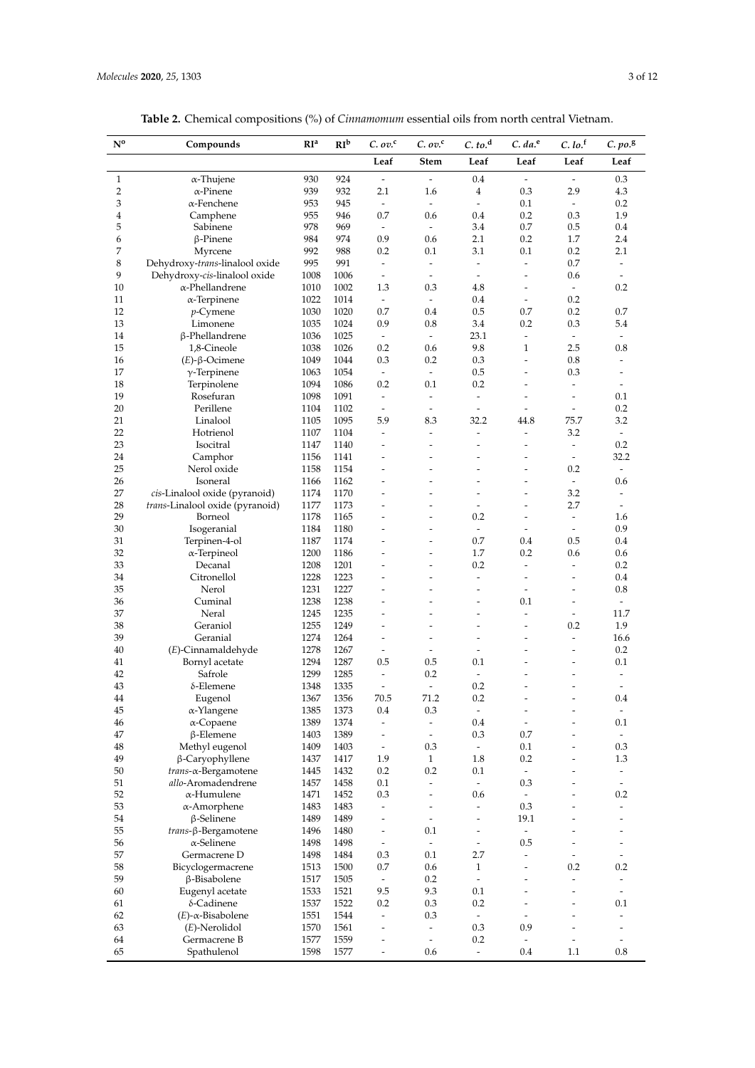**Table 2.** Chemical compositions (%) of *Cinnamomum* essential oils from north central Vietnam.

| N° | Compounds | RI[a] | RI[b] | *C. ov.*[c] | *C. ov.*[c] | *C. to.*[d] | *C. da.*[e] | *C. lo.*[f] | *C. po.*[g] |
|---|---|---|---|---|---|---|---|---|---|
| | | | | Leaf | Stem | Leaf | Leaf | Leaf | Leaf |
| 1 | α-Thujene | 930 | 924 | - | - | 0.4 | - | - | 0.3 |
| 2 | α-Pinene | 939 | 932 | 2.1 | 1.6 | 4 | 0.3 | 2.9 | 4.3 |
| 3 | α-Fenchene | 953 | 945 | - | - | - | 0.1 | - | 0.2 |
| 4 | Camphene | 955 | 946 | 0.7 | 0.6 | 0.4 | 0.2 | 0.3 | 1.9 |
| 5 | Sabinene | 978 | 969 | - | - | 3.4 | 0.7 | 0.5 | 0.4 |
| 6 | β-Pinene | 984 | 974 | 0.9 | 0.6 | 2.1 | 0.2 | 1.7 | 2.4 |
| 7 | Myrcene | 992 | 988 | 0.2 | 0.1 | 3.1 | 0.1 | 0.2 | 2.1 |
| 8 | Dehydroxy-*trans*-linalool oxide | 995 | 991 | - | - | - | - | 0.7 | - |
| 9 | Dehydroxy-*cis*-linalool oxide | 1008 | 1006 | - | - | - | - | 0.6 | - |
| 10 | α-Phellandrene | 1010 | 1002 | 1.3 | 0.3 | 4.8 | - | - | 0.2 |
| 11 | α-Terpinene | 1022 | 1014 | - | - | 0.4 | - | 0.2 | |
| 12 | *p*-Cymene | 1030 | 1020 | 0.7 | 0.4 | 0.5 | 0.7 | 0.2 | 0.7 |
| 13 | Limonene | 1035 | 1024 | 0.9 | 0.8 | 3.4 | 0.2 | 0.3 | 5.4 |
| 14 | β-Phellandrene | 1036 | 1025 | - | - | 23.1 | - | - | - |
| 15 | 1,8-Cineole | 1038 | 1026 | 0.2 | 0.6 | 9.8 | 1 | 2.5 | 0.8 |
| 16 | (*E*)-β-Ocimene | 1049 | 1044 | 0.3 | 0.2 | 0.3 | - | 0.8 | - |
| 17 | γ-Terpinene | 1063 | 1054 | - | - | 0.5 | - | 0.3 | - |
| 18 | Terpinolene | 1094 | 1086 | 0.2 | 0.1 | 0.2 | - | - | - |
| 19 | Rosefuran | 1098 | 1091 | - | - | - | - | - | 0.1 |
| 20 | Perillene | 1104 | 1102 | - | - | - | - | - | 0.2 |
| 21 | Linalool | 1105 | 1095 | 5.9 | 8.3 | 32.2 | 44.8 | 75.7 | 3.2 |
| 22 | Hotrienol | 1107 | 1104 | - | - | - | - | 3.2 | - |
| 23 | Isocitral | 1147 | 1140 | - | - | - | - | - | 0.2 |
| 24 | Camphor | 1156 | 1141 | - | - | - | - | - | 32.2 |
| 25 | Nerol oxide | 1158 | 1154 | - | - | - | - | 0.2 | - |
| 26 | Isoneral | 1166 | 1162 | - | - | - | - | - | 0.6 |
| 27 | *cis*-Linalool oxide (pyranoid) | 1174 | 1170 | - | - | - | - | 3.2 | - |
| 28 | *trans*-Linalool oxide (pyranoid) | 1177 | 1173 | - | - | - | - | 2.7 | - |
| 29 | Borneol | 1178 | 1165 | - | - | 0.2 | - | - | 1.6 |
| 30 | Isogeranial | 1184 | 1180 | - | - | - | - | - | 0.9 |
| 31 | Terpinen-4-ol | 1187 | 1174 | - | - | 0.7 | 0.4 | 0.5 | 0.4 |
| 32 | α-Terpineol | 1200 | 1186 | - | - | 1.7 | 0.2 | 0.6 | 0.6 |
| 33 | Decanal | 1208 | 1201 | - | - | 0.2 | - | - | 0.2 |
| 34 | Citronellol | 1228 | 1223 | - | - | - | - | - | 0.4 |
| 35 | Nerol | 1231 | 1227 | - | - | - | - | - | 0.8 |
| 36 | Cuminal | 1238 | 1238 | - | - | - | 0.1 | - | - |
| 37 | Neral | 1245 | 1235 | - | - | - | - | - | 11.7 |
| 38 | Geraniol | 1255 | 1249 | - | - | - | - | 0.2 | 1.9 |
| 39 | Geranial | 1274 | 1264 | - | - | - | - | - | 16.6 |
| 40 | (*E*)-Cinnamaldehyde | 1278 | 1267 | - | - | - | - | - | 0.2 |
| 41 | Bornyl acetate | 1294 | 1287 | 0.5 | 0.5 | 0.1 | - | - | 0.1 |
| 42 | Safrole | 1299 | 1285 | - | 0.2 | - | - | - | - |
| 43 | δ-Elemene | 1348 | 1335 | - | - | 0.2 | - | - | - |
| 44 | Eugenol | 1367 | 1356 | 70.5 | 71.2 | 0.2 | - | - | 0.4 |
| 45 | α-Ylangene | 1385 | 1373 | 0.4 | 0.3 | - | - | - | - |
| 46 | α-Copaene | 1389 | 1374 | - | - | 0.4 | - | - | 0.1 |
| 47 | β-Elemene | 1403 | 1389 | - | - | 0.3 | 0.7 | - | - |
| 48 | Methyl eugenol | 1409 | 1403 | - | 0.3 | - | 0.1 | - | 0.3 |
| 49 | β-Caryophyllene | 1437 | 1417 | 1.9 | 1 | 1.8 | 0.2 | - | 1.3 |
| 50 | *trans*-α-Bergamotene | 1445 | 1432 | 0.2 | 0.2 | 0.1 | - | - | - |
| 51 | *allo*-Aromadendrene | 1457 | 1458 | 0.1 | - | - | 0.3 | - | - |
| 52 | α-Humulene | 1471 | 1452 | 0.3 | - | 0.6 | - | - | 0.2 |
| 53 | α-Amorphene | 1483 | 1483 | - | - | - | 0.3 | - | - |
| 54 | β-Selinene | 1489 | 1489 | - | - | - | 19.1 | - | - |
| 55 | *trans*-β-Bergamotene | 1496 | 1480 | - | 0.1 | - | - | - | - |
| 56 | α-Selinene | 1498 | 1498 | - | - | - | 0.5 | - | - |
| 57 | Germacrene D | 1498 | 1484 | 0.3 | 0.1 | 2.7 | - | - | - |
| 58 | Bicyclogermacrene | 1513 | 1500 | 0.7 | 0.6 | 1 | - | 0.2 | 0.2 |
| 59 | β-Bisabolene | 1517 | 1505 | - | 0.2 | - | - | - | - |
| 60 | Eugenyl acetate | 1533 | 1521 | 9.5 | 9.3 | 0.1 | - | - | - |
| 61 | δ-Cadinene | 1537 | 1522 | 0.2 | 0.3 | 0.2 | - | - | 0.1 |
| 62 | (*E*)-α-Bisabolene | 1551 | 1544 | - | 0.3 | - | - | - | - |
| 63 | (*E*)-Nerolidol | 1570 | 1561 | - | - | 0.3 | 0.9 | - | - |
| 64 | Germacrene B | 1577 | 1559 | - | - | 0.2 | - | - | - |
| 65 | Spathulenol | 1598 | 1577 | - | 0.6 | - | 0.4 | 1.1 | 0.8 |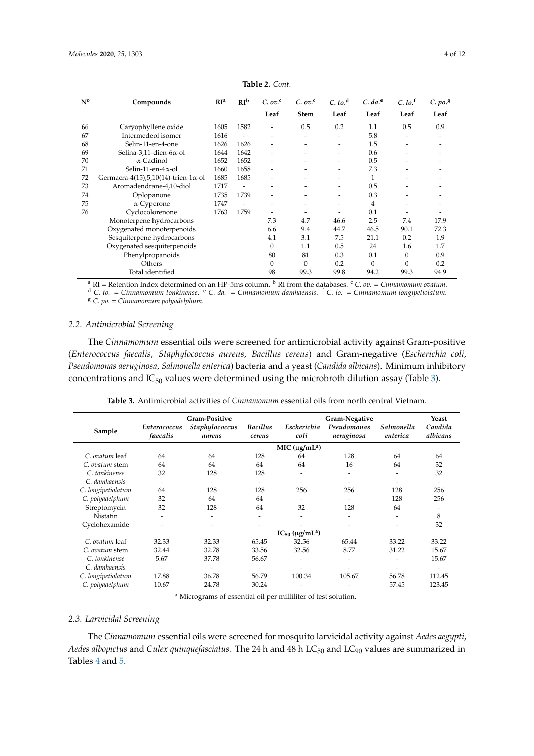**Table 2.** *Cont.*

| Nº | Compounds | RI[a] | RI[b] | *C. ov.*[c] | *C. ov.*[c] | *C. to.*[d] | *C. da.*[e] | *C. lo.*[f] | *C. po.*[g] |
|---|---|---|---|---|---|---|---|---|---|
| | | | | Leaf | Stem | Leaf | Leaf | Leaf | Leaf |
| 66 | Caryophyllene oxide | 1605 | 1582 | - | 0.5 | 0.2 | 1.1 | 0.5 | 0.9 |
| 67 | Intermedeol isomer | 1616 | - | - | - | - | 5.8 | - | - |
| 68 | Selin-11-en-4-one | 1626 | 1626 | - | - | - | 1.5 | - | - |
| 69 | Selina-3,11-dien-6α-ol | 1644 | 1642 | - | - | - | 0.6 | - | - |
| 70 | α-Cadinol | 1652 | 1652 | - | - | - | 0.5 | - | - |
| 71 | Selin-11-en-4α-ol | 1660 | 1658 | - | - | - | 7.3 | - | - |
| 72 | Germacra-4(15),5,10(14)-trien-1α-ol | 1685 | 1685 | - | - | - | 1 | - | - |
| 73 | Aromadendrane-4,10-diol | 1717 | - | - | - | - | 0.5 | - | - |
| 74 | Oplopanone | 1735 | 1739 | - | - | - | 0.3 | - | - |
| 75 | α-Cyperone | 1747 | - | - | - | - | 4 | - | - |
| 76 | Cyclocolorenone | 1763 | 1759 | - | - | - | 0.1 | - | - |
| | Monoterpene hydrocarbons | | | 7.3 | 4.7 | 46.6 | 2.5 | 7.4 | 17.9 |
| | Oxygenated monoterpenoids | | | 6.6 | 9.4 | 44.7 | 46.5 | 90.1 | 72.3 |
| | Sesquiterpene hydrocarbons | | | 4.1 | 3.1 | 7.5 | 21.1 | 0.2 | 1.9 |
| | Oxygenated sesquiterpenoids | | | 0 | 1.1 | 0.5 | 24 | 1.6 | 1.7 |
| | Phenylpropanoids | | | 80 | 81 | 0.3 | 0.1 | 0 | 0.9 |
| | Others | | | 0 | 0 | 0.2 | 0 | 0 | 0.2 |
| | Total identified | | | 98 | 99.3 | 99.8 | 94.2 | 99.3 | 94.9 |

[a] RI = Retention Index determined on an HP-5ms column. [b] RI from the databases. [c] *C. ov.* = *Cinnamomum ovatum*. [d] *C. to.* = *Cinnamomum tonkinense*. [e] *C. da.* = *Cinnamomum damhaensis*. [f] *C. lo.* = *Cinnamomum longipetiolatum*. [g] *C. po.* = *Cinnamomum polyadelphum*.

### 2.2. Antimicrobial Screening

The *Cinnamomum* essential oils were screened for antimicrobial activity against Gram-positive (*Enterococcus faecalis*, *Staphylococcus aureus*, *Bacillus cereus*) and Gram-negative (*Escherichia coli*, *Pseudomonas aeruginosa*, *Salmonella enterica*) bacteria and a yeast (*Candida albicans*). Minimum inhibitory concentrations and $IC_{50}$ values were determined using the microbroth dilution assay (Table 3).

**Table 3.** Antimicrobial activities of *Cinnamomum* essential oils from north central Vietnam.

| Sample | Gram-Positive | | | Gram-Negative | | | Yeast |
|---|---|---|---|---|---|---|---|
| | *Enterococcus faecalis* | *Staphylococcus aureus* | *Bacillus cereus* | *Escherichia coli* | *Pseudomonas aeruginosa* | *Salmonella enterica* | *Candida albicans* |
| | | | | MIC (μg/mL[a]) | | | |
| *C. ovatum* leaf | 64 | 64 | 128 | 64 | 128 | 64 | 64 |
| *C. ovatum* stem | 64 | 64 | 64 | 64 | 16 | 64 | 32 |
| *C. tonkinense* | 32 | 128 | 128 | - | - | - | 32 |
| *C. damhaensis* | - | - | - | - | - | - | - |
| *C. longipetiolatum* | 64 | 128 | 128 | 256 | 256 | 128 | 256 |
| *C. polyadelphum* | 32 | 64 | 64 | - | - | 128 | 256 |
| Streptomycin | 32 | 128 | 64 | 32 | 128 | 64 | - |
| Nistatin | - | - | - | - | - | - | 8 |
| Cyclohexamide | - | - | - | - | - | - | 32 |
| | | | | $IC_{50}$ (μg/mL[a]) | | | |
| *C. ovatum* leaf | 32.33 | 32.33 | 65.45 | 32.56 | 65.44 | 33.22 | 33.22 |
| *C. ovatum* stem | 32.44 | 32.78 | 33.56 | 32.56 | 8.77 | 31.22 | 15.67 |
| *C. tonkinense* | 5.67 | 37.78 | 56.67 | - | - | - | 15.67 |
| *C. damhaensis* | - | - | - | - | - | - | - |
| *C. longipetiolatum* | 17.88 | 36.78 | 56.79 | 100.34 | 105.67 | 56.78 | 112.45 |
| *C. polyadelphum* | 10.67 | 24.78 | 30.24 | - | - | 57.45 | 123.45 |

[a] Micrograms of essential oil per milliliter of test solution.

### 2.3. Larvicidal Screening

The *Cinnamomum* essential oils were screened for mosquito larvicidal activity against *Aedes aegypti*, *Aedes albopictus* and *Culex quinquefasciatus*. The 24 h and 48 h $LC_{50}$ and $LC_{90}$ values are summarized in Tables 4 and 5.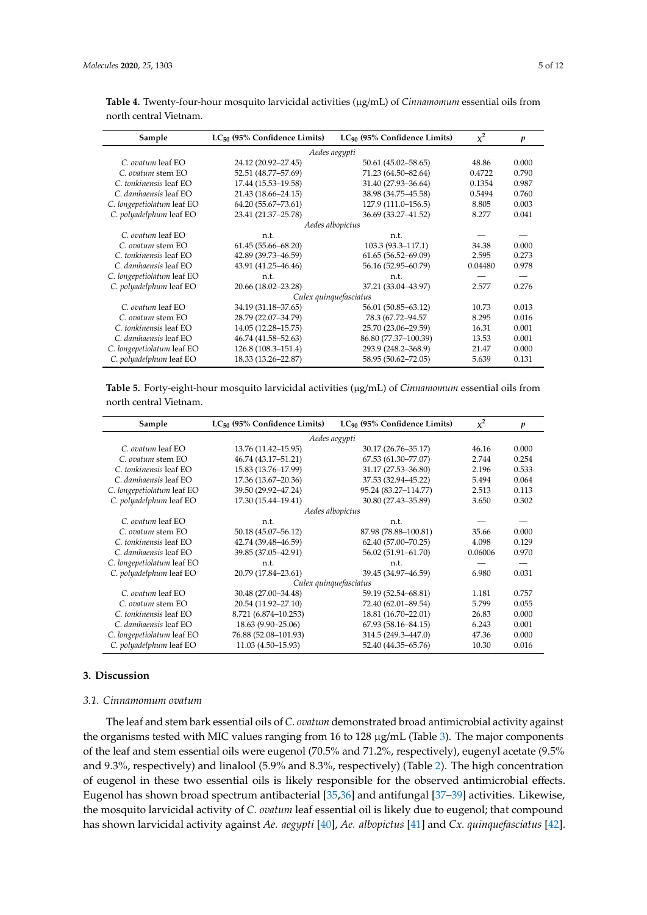**Table 4.** Twenty-four-hour mosquito larvicidal activities (μg/mL) of *Cinnamomum* essential oils from north central Vietnam.

| Sample | $LC_{50}$ (95% Confidence Limits) | $LC_{90}$ (95% Confidence Limits) | $\chi^2$ | *p* |
|---|---|---|---|---|
| | | *Aedes aegypti* | | |
| *C. ovatum* leaf EO | 24.12 (20.92–27.45) | 50.61 (45.02–58.65) | 48.86 | 0.000 |
| *C. ovatum* stem EO | 52.51 (48.77–57.69) | 71.23 (64.50–82.64) | 0.4722 | 0.790 |
| *C. tonkinensis* leaf EO | 17.44 (15.53–19.58) | 31.40 (27.93–36.64) | 0.1354 | 0.987 |
| *C. damhaensis* leaf EO | 21.43 (18.66–24.15) | 38.98 (34.75–45.58) | 0.5494 | 0.760 |
| *C. longepetiolatum* leaf EO | 64.20 (55.67–73.61) | 127.9 (111.0–156.5) | 8.805 | 0.003 |
| *C. polyadelphum* leaf EO | 23.41 (21.37–25.78) | 36.69 (33.27–41.52) | 8.277 | 0.041 |
| | | *Aedes albopictus* | | |
| *C. ovatum* leaf EO | n.t. | n.t. | — | — |
| *C. ovatum* stem EO | 61.45 (55.66–68.20) | 103.3 (93.3–117.1) | 34.38 | 0.000 |
| *C. tonkinensis* leaf EO | 42.89 (39.73–46.59) | 61.65 (56.52–69.09) | 2.595 | 0.273 |
| *C. damhaensis* leaf EO | 43.91 (41.25–46.46) | 56.16 (52.95–60.79) | 0.04480 | 0.978 |
| *C. longepetiolatum* leaf EO | n.t. | n.t. | — | — |
| *C. polyadelphum* leaf EO | 20.66 (18.02–23.28) | 37.21 (33.04–43.97) | 2.577 | 0.276 |
| | | *Culex quinquefasciatus* | | |
| *C. ovatum* leaf EO | 34.19 (31.18–37.65) | 56.01 (50.85–63.12) | 10.73 | 0.013 |
| *C. ovatum* stem EO | 28.79 (22.07–34.79) | 78.3 (67.72–94.57 | 8.295 | 0.016 |
| *C. tonkinensis* leaf EO | 14.05 (12.28–15.75) | 25.70 (23.06–29.59) | 16.31 | 0.001 |
| *C. damhaensis* leaf EO | 46.74 (41.58–52.63) | 86.80 (77.37–100.39) | 13.53 | 0.001 |
| *C. longepetiolatum* leaf EO | 126.8 (108.3–151.4) | 293.9 (248.2–368.9) | 21.47 | 0.000 |
| *C. polyadelphum* leaf EO | 18.33 (13.26–22.87) | 58.95 (50.62–72.05) | 5.639 | 0.131 |

**Table 5.** Forty-eight-hour mosquito larvicidal activities (μg/mL) of *Cinnamomum* essential oils from north central Vietnam.

| Sample | $LC_{50}$ (95% Confidence Limits) | $LC_{90}$ (95% Confidence Limits) | $\chi^2$ | *p* |
|---|---|---|---|---|
| | | *Aedes aegypti* | | |
| *C. ovatum* leaf EO | 13.76 (11.42–15.95) | 30.17 (26.76–35.17) | 46.16 | 0.000 |
| *C. ovatum* stem EO | 46.74 (43.17–51.21) | 67.53 (61.30–77.07) | 2.744 | 0.254 |
| *C. tonkinensis* leaf EO | 15.83 (13.76–17.99) | 31.17 (27.53–36.80) | 2.196 | 0.533 |
| *C. damhaensis* leaf EO | 17.36 (13.67–20.36) | 37.53 (32.94–45.22) | 5.494 | 0.064 |
| *C. longepetiolatum* leaf EO | 39.50 (29.92–47.24) | 95.24 (83.27–114.77) | 2.513 | 0.113 |
| *C. polyadelphum* leaf EO | 17.30 (15.44–19.41) | 30.80 (27.43–35.89) | 3.650 | 0.302 |
| | | *Aedes albopictus* | | |
| *C. ovatum* leaf EO | n.t. | n.t. | — | — |
| *C. ovatum* stem EO | 50.18 (45.07–56.12) | 87.98 (78.88–100.81) | 35.66 | 0.000 |
| *C. tonkinensis* leaf EO | 42.74 (39.48–46.59) | 62.40 (57.00–70.25) | 4.098 | 0.129 |
| *C. damhaensis* leaf EO | 39.85 (37.05–42.91) | 56.02 (51.91–61.70) | 0.06006 | 0.970 |
| *C. longepetiolatum* leaf EO | n.t. | n.t. | — | — |
| *C. polyadelphum* leaf EO | 20.79 (17.84–23.61) | 39.45 (34.97–46.59) | 6.980 | 0.031 |
| | | *Culex quinquefasciatus* | | |
| *C. ovatum* leaf EO | 30.48 (27.00–34.48) | 59.19 (52.54–68.81) | 1.181 | 0.757 |
| *C. ovatum* stem EO | 20.54 (11.92–27.10) | 72.40 (62.01–89.54) | 5.799 | 0.055 |
| *C. tonkinensis* leaf EO | 8.721 (6.874–10.253) | 18.81 (16.70–22.01) | 26.83 | 0.000 |
| *C. damhaensis* leaf EO | 18.63 (9.90–25.06) | 67.93 (58.16–84.15) | 6.243 | 0.001 |
| *C. longepetiolatum* leaf EO | 76.88 (52.08–101.93) | 314.5 (249.3–447.0) | 47.36 | 0.000 |
| *C. polyadelphum* leaf EO | 11.03 (4.50–15.93) | 52.40 (44.35–65.76) | 10.30 | 0.016 |

## 3. Discussion

### 3.1. *Cinnamomum ovatum*

The leaf and stem bark essential oils of *C. ovatum* demonstrated broad antimicrobial activity against the organisms tested with MIC values ranging from 16 to 128 μg/mL (Table 3). The major components of the leaf and stem essential oils were eugenol (70.5% and 71.2%, respectively), eugenyl acetate (9.5% and 9.3%, respectively) and linalool (5.9% and 8.3%, respectively) (Table 2). The high concentration of eugenol in these two essential oils is likely responsible for the observed antimicrobial effects. Eugenol has shown broad spectrum antibacterial [35,36] and antifungal [37–39] activities. Likewise, the mosquito larvicidal activity of *C. ovatum* leaf essential oil is likely due to eugenol; that compound has shown larvicidal activity against *Ae. aegypti* [40], *Ae. albopictus* [41] and *Cx. quinquefasciatus* [42].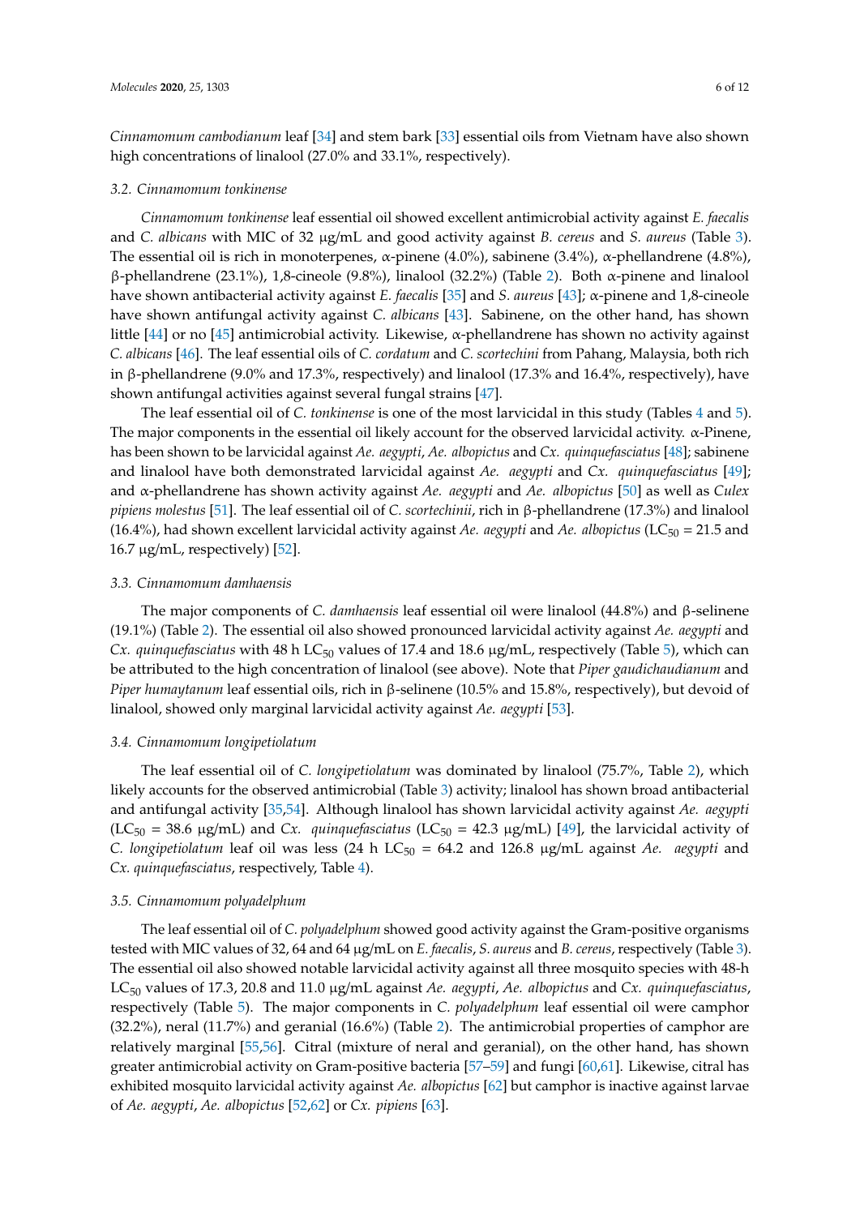*Cinnamomum cambodianum* leaf [34] and stem bark [33] essential oils from Vietnam have also shown high concentrations of linalool (27.0% and 33.1%, respectively).

### 3.2. *Cinnamomum tonkinense*

*Cinnamomum tonkinense* leaf essential oil showed excellent antimicrobial activity against *E. faecalis* and *C. albicans* with MIC of 32 μg/mL and good activity against *B. cereus* and *S. aureus* (Table 3). The essential oil is rich in monoterpenes, α-pinene (4.0%), sabinene (3.4%), α-phellandrene (4.8%), β-phellandrene (23.1%), 1,8-cineole (9.8%), linalool (32.2%) (Table 2). Both α-pinene and linalool have shown antibacterial activity against *E. faecalis* [35] and *S. aureus* [43]; α-pinene and 1,8-cineole have shown antifungal activity against *C. albicans* [43]. Sabinene, on the other hand, has shown little [44] or no [45] antimicrobial activity. Likewise, α-phellandrene has shown no activity against *C. albicans* [46]. The leaf essential oils of *C. cordatum* and *C. scortechini* from Pahang, Malaysia, both rich in β-phellandrene (9.0% and 17.3%, respectively) and linalool (17.3% and 16.4%, respectively), have shown antifungal activities against several fungal strains [47].

The leaf essential oil of *C. tonkinense* is one of the most larvicidal in this study (Tables 4 and 5). The major components in the essential oil likely account for the observed larvicidal activity. α-Pinene, has been shown to be larvicidal against *Ae. aegypti*, *Ae. albopictus* and *Cx. quinquefasciatus* [48]; sabinene and linalool have both demonstrated larvicidal against *Ae. aegypti* and *Cx. quinquefasciatus* [49]; and α-phellandrene has shown activity against *Ae. aegypti* and *Ae. albopictus* [50] as well as *Culex pipiens molestus* [51]. The leaf essential oil of *C. scortechinii*, rich in β-phellandrene (17.3%) and linalool (16.4%), had shown excellent larvicidal activity against *Ae. aegypti* and *Ae. albopictus* ($LC_{50}$ = 21.5 and 16.7 μg/mL, respectively) [52].

### 3.3. *Cinnamomum damhaensis*

The major components of *C. damhaensis* leaf essential oil were linalool (44.8%) and β-selinene (19.1%) (Table 2). The essential oil also showed pronounced larvicidal activity against *Ae. aegypti* and *Cx. quinquefasciatus* with 48 h $LC_{50}$ values of 17.4 and 18.6 μg/mL, respectively (Table 5), which can be attributed to the high concentration of linalool (see above). Note that *Piper gaudichaudianum* and *Piper humaytanum* leaf essential oils, rich in β-selinene (10.5% and 15.8%, respectively), but devoid of linalool, showed only marginal larvicidal activity against *Ae. aegypti* [53].

### 3.4. *Cinnamomum longipetiolatum*

The leaf essential oil of *C. longipetiolatum* was dominated by linalool (75.7%, Table 2), which likely accounts for the observed antimicrobial (Table 3) activity; linalool has shown broad antibacterial and antifungal activity [35,54]. Although linalool has shown larvicidal activity against *Ae. aegypti* ($LC_{50}$ = 38.6 μg/mL) and *Cx. quinquefasciatus* ($LC_{50}$ = 42.3 μg/mL) [49], the larvicidal activity of *C. longipetiolatum* leaf oil was less (24 h $LC_{50}$ = 64.2 and 126.8 μg/mL against *Ae. aegypti* and *Cx. quinquefasciatus*, respectively, Table 4).

### 3.5. *Cinnamomum polyadelphum*

The leaf essential oil of *C. polyadelphum* showed good activity against the Gram-positive organisms tested with MIC values of 32, 64 and 64 μg/mL on *E. faecalis*, *S. aureus* and *B. cereus*, respectively (Table 3). The essential oil also showed notable larvicidal activity against all three mosquito species with 48-h $LC_{50}$ values of 17.3, 20.8 and 11.0 μg/mL against *Ae. aegypti*, *Ae. albopictus* and *Cx. quinquefasciatus*, respectively (Table 5). The major components in *C. polyadelphum* leaf essential oil were camphor (32.2%), neral (11.7%) and geranial (16.6%) (Table 2). The antimicrobial properties of camphor are relatively marginal [55,56]. Citral (mixture of neral and geranial), on the other hand, has shown greater antimicrobial activity on Gram-positive bacteria [57–59] and fungi [60,61]. Likewise, citral has exhibited mosquito larvicidal activity against *Ae. albopictus* [62] but camphor is inactive against larvae of *Ae. aegypti*, *Ae. albopictus* [52,62] or *Cx. pipiens* [63].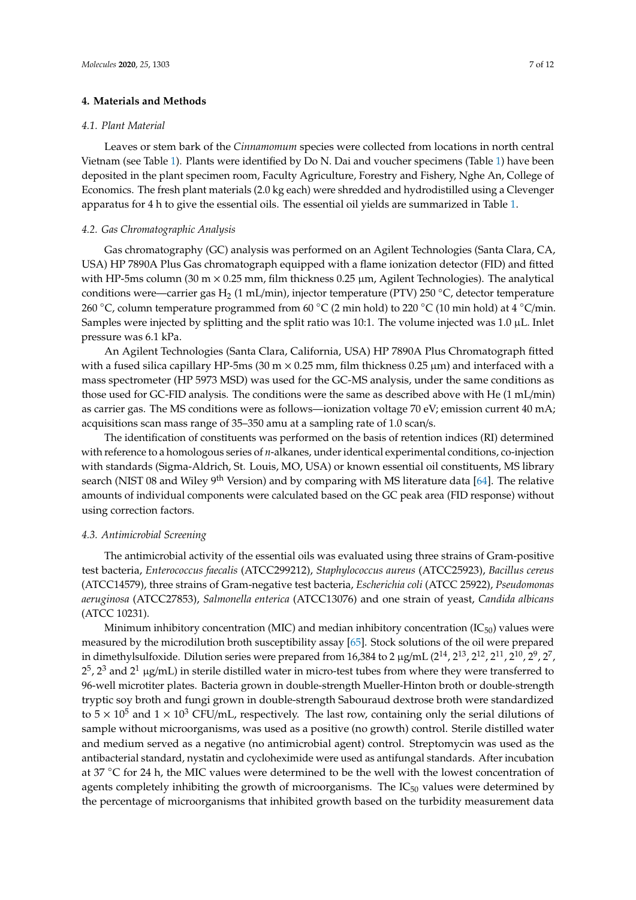## 4. Materials and Methods

### 4.1. Plant Material

Leaves or stem bark of the *Cinnamomum* species were collected from locations in north central Vietnam (see Table 1). Plants were identified by Do N. Dai and voucher specimens (Table 1) have been deposited in the plant specimen room, Faculty Agriculture, Forestry and Fishery, Nghe An, College of Economics. The fresh plant materials (2.0 kg each) were shredded and hydrodistilled using a Clevenger apparatus for 4 h to give the essential oils. The essential oil yields are summarized in Table 1.

### 4.2. Gas Chromatographic Analysis

Gas chromatography (GC) analysis was performed on an Agilent Technologies (Santa Clara, CA, USA) HP 7890A Plus Gas chromatograph equipped with a flame ionization detector (FID) and fitted with HP-5ms column (30 m × 0.25 mm, film thickness 0.25 μm, Agilent Technologies). The analytical conditions were—carrier gas $H_2$ (1 mL/min), injector temperature (PTV) 250 °C, detector temperature 260 °C, column temperature programmed from 60 °C (2 min hold) to 220 °C (10 min hold) at 4 °C/min. Samples were injected by splitting and the split ratio was 10:1. The volume injected was 1.0 μL. Inlet pressure was 6.1 kPa.

An Agilent Technologies (Santa Clara, California, USA) HP 7890A Plus Chromatograph fitted with a fused silica capillary HP-5ms (30 m × 0.25 mm, film thickness 0.25 μm) and interfaced with a mass spectrometer (HP 5973 MSD) was used for the GC-MS analysis, under the same conditions as those used for GC-FID analysis. The conditions were the same as described above with He (1 mL/min) as carrier gas. The MS conditions were as follows—ionization voltage 70 eV; emission current 40 mA; acquisitions scan mass range of 35–350 amu at a sampling rate of 1.0 scan/s.

The identification of constituents was performed on the basis of retention indices (RI) determined with reference to a homologous series of *n*-alkanes, under identical experimental conditions, co-injection with standards (Sigma-Aldrich, St. Louis, MO, USA) or known essential oil constituents, MS library search (NIST 08 and Wiley 9th Version) and by comparing with MS literature data [64]. The relative amounts of individual components were calculated based on the GC peak area (FID response) without using correction factors.

### 4.3. Antimicrobial Screening

The antimicrobial activity of the essential oils was evaluated using three strains of Gram-positive test bacteria, *Enterococcus faecalis* (ATCC299212), *Staphylococcus aureus* (ATCC25923), *Bacillus cereus* (ATCC14579), three strains of Gram-negative test bacteria, *Escherichia coli* (ATCC 25922), *Pseudomonas aeruginosa* (ATCC27853), *Salmonella enterica* (ATCC13076) and one strain of yeast, *Candida albicans* (ATCC 10231).

Minimum inhibitory concentration (MIC) and median inhibitory concentration ($IC_{50}$) values were measured by the microdilution broth susceptibility assay [65]. Stock solutions of the oil were prepared in dimethylsulfoxide. Dilution series were prepared from 16,384 to 2 μg/mL ($2^{14}$, $2^{13}$, $2^{12}$, $2^{11}$, $2^{10}$, $2^{9}$, $2^{7}$, $2^{5}$, $2^{3}$ and $2^{1}$ μg/mL) in sterile distilled water in micro-test tubes from where they were transferred to 96-well microtiter plates. Bacteria grown in double-strength Mueller-Hinton broth or double-strength tryptic soy broth and fungi grown in double-strength Sabouraud dextrose broth were standardized to $5 \times 10^5$ and $1 \times 10^3$ CFU/mL, respectively. The last row, containing only the serial dilutions of sample without microorganisms, was used as a positive (no growth) control. Sterile distilled water and medium served as a negative (no antimicrobial agent) control. Streptomycin was used as the antibacterial standard, nystatin and cycloheximide were used as antifungal standards. After incubation at 37 °C for 24 h, the MIC values were determined to be the well with the lowest concentration of agents completely inhibiting the growth of microorganisms. The $IC_{50}$ values were determined by the percentage of microorganisms that inhibited growth based on the turbidity measurement data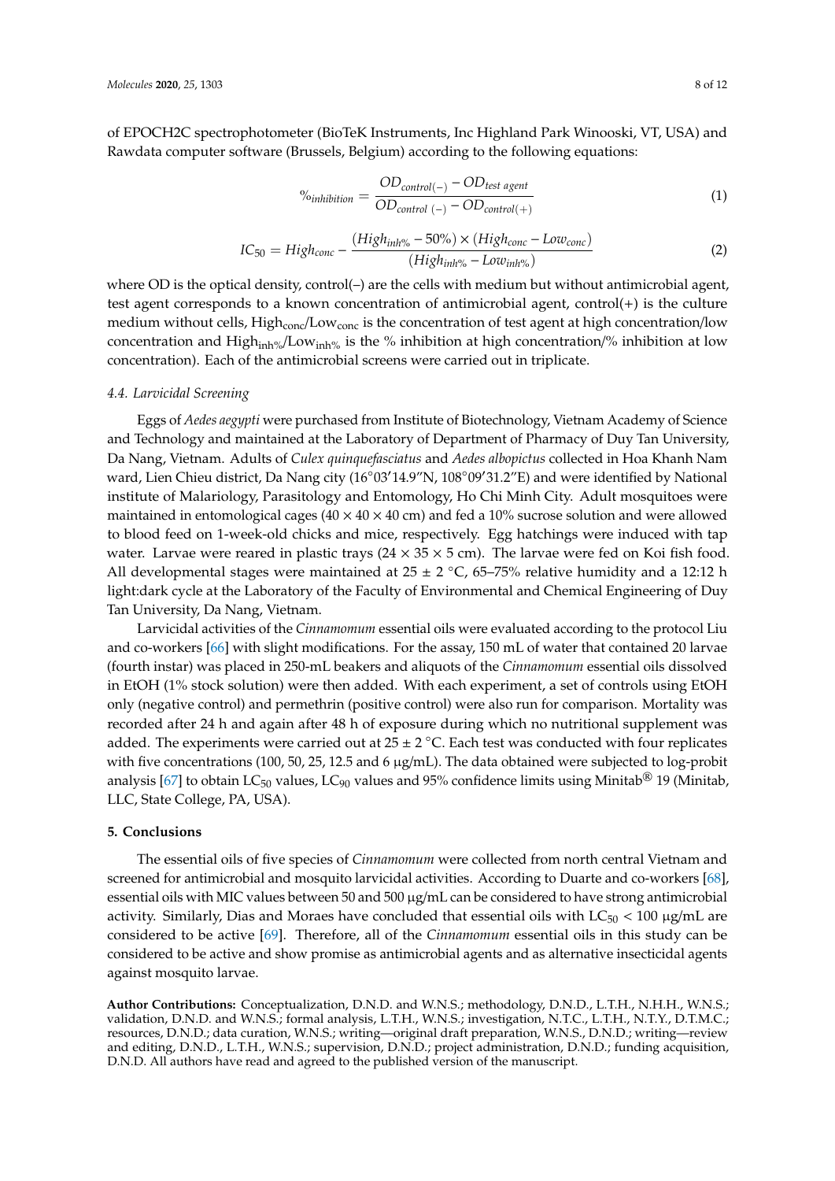of EPOCH2C spectrophotometer (BioTeK Instruments, Inc Highland Park Winooski, VT, USA) and Rawdata computer software (Brussels, Belgium) according to the following equations:

$$\%_{inhibition} = \frac{OD_{control(-)} - OD_{test\ agent}}{OD_{control\ (-)} - OD_{control(+)}} \tag{1}$$

$$IC_{50} = High_{conc} - \frac{(High_{inh\%} - 50\%) \times (High_{conc} - Low_{conc})}{(High_{inh\%} - Low_{inh\%})} \tag{2}$$

where OD is the optical density, control(–) are the cells with medium but without antimicrobial agent, test agent corresponds to a known concentration of antimicrobial agent, control(+) is the culture medium without cells, $High_{conc}/Low_{conc}$ is the concentration of test agent at high concentration/low concentration and $High_{inh\%}/Low_{inh\%}$ is the % inhibition at high concentration/% inhibition at low concentration). Each of the antimicrobial screens were carried out in triplicate.

### 4.4. Larvicidal Screening

Eggs of *Aedes aegypti* were purchased from Institute of Biotechnology, Vietnam Academy of Science and Technology and maintained at the Laboratory of Department of Pharmacy of Duy Tan University, Da Nang, Vietnam. Adults of *Culex quinquefasciatus* and *Aedes albopictus* collected in Hoa Khanh Nam ward, Lien Chieu district, Da Nang city (16°03′14.9″N, 108°09′31.2″E) and were identified by National institute of Malariology, Parasitology and Entomology, Ho Chi Minh City. Adult mosquitoes were maintained in entomological cages (40 × 40 × 40 cm) and fed a 10% sucrose solution and were allowed to blood feed on 1-week-old chicks and mice, respectively. Egg hatchings were induced with tap water. Larvae were reared in plastic trays (24 × 35 × 5 cm). The larvae were fed on Koi fish food. All developmental stages were maintained at 25 ± 2 °C, 65–75% relative humidity and a 12:12 h light:dark cycle at the Laboratory of the Faculty of Environmental and Chemical Engineering of Duy Tan University, Da Nang, Vietnam.

Larvicidal activities of the *Cinnamomum* essential oils were evaluated according to the protocol Liu and co-workers [66] with slight modifications. For the assay, 150 mL of water that contained 20 larvae (fourth instar) was placed in 250-mL beakers and aliquots of the *Cinnamomum* essential oils dissolved in EtOH (1% stock solution) were then added. With each experiment, a set of controls using EtOH only (negative control) and permethrin (positive control) were also run for comparison. Mortality was recorded after 24 h and again after 48 h of exposure during which no nutritional supplement was added. The experiments were carried out at 25 ± 2 °C. Each test was conducted with four replicates with five concentrations (100, 50, 25, 12.5 and 6 μg/mL). The data obtained were subjected to log-probit analysis [67] to obtain $LC_{50}$ values, $LC_{90}$ values and 95% confidence limits using Minitab® 19 (Minitab, LLC, State College, PA, USA).

## 5. Conclusions

The essential oils of five species of *Cinnamomum* were collected from north central Vietnam and screened for antimicrobial and mosquito larvicidal activities. According to Duarte and co-workers [68], essential oils with MIC values between 50 and 500 μg/mL can be considered to have strong antimicrobial activity. Similarly, Dias and Moraes have concluded that essential oils with $LC_{50}$ < 100 μg/mL are considered to be active [69]. Therefore, all of the *Cinnamomum* essential oils in this study can be considered to be active and show promise as antimicrobial agents and as alternative insecticidal agents against mosquito larvae.

**Author Contributions:** Conceptualization, D.N.D. and W.N.S.; methodology, D.N.D., L.T.H., N.H.H., W.N.S.; validation, D.N.D. and W.N.S.; formal analysis, L.T.H., W.N.S.; investigation, N.T.C., L.T.H., N.T.Y., D.T.M.C.; resources, D.N.D.; data curation, W.N.S.; writing—original draft preparation, W.N.S., D.N.D.; writing—review and editing, D.N.D., L.T.H., W.N.S.; supervision, D.N.D.; project administration, D.N.D.; funding acquisition, D.N.D. All authors have read and agreed to the published version of the manuscript.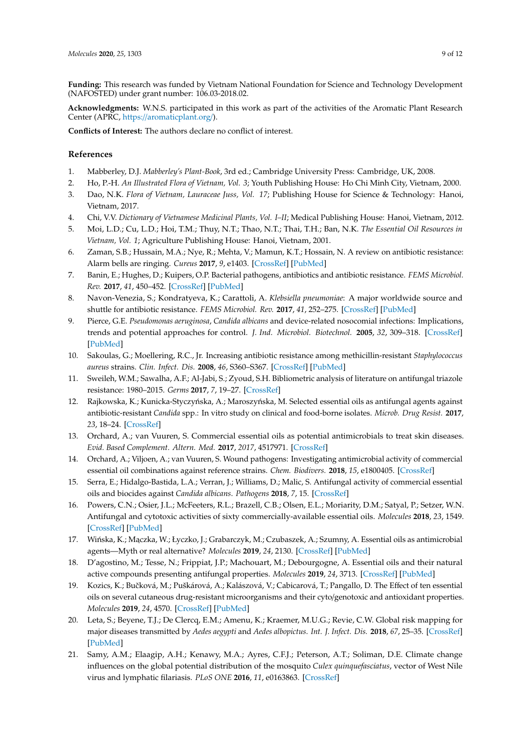**Funding:** This research was funded by Vietnam National Foundation for Science and Technology Development (NAFOSTED) under grant number: 106.03-2018.02.

**Acknowledgments:** W.N.S. participated in this work as part of the activities of the Aromatic Plant Research Center (APRC, https://aromaticplant.org/).

**Conflicts of Interest:** The authors declare no conflict of interest.

## References

1. Mabberley, D.J. *Mabberley's Plant-Book*, 3rd ed.; Cambridge University Press: Cambridge, UK, 2008.
2. Ho, P.-H. *An Illustrated Flora of Vietnam, Vol. 3*; Youth Publishing House: Ho Chi Minh City, Vietnam, 2000.
3. Dao, N.K. *Flora of Vietnam, Lauraceae Juss, Vol. 17*; Publishing House for Science & Technology: Hanoi, Vietnam, 2017.
4. Chi, V.V. *Dictionary of Vietnamese Medicinal Plants, Vol. I–II*; Medical Publishing House: Hanoi, Vietnam, 2012.
5. Moi, L.D.; Cu, L.D.; Hoi, T.M.; Thuy, N.T.; Thao, N.T.; Thai, T.H.; Ban, N.K. *The Essential Oil Resources in Vietnam, Vol. 1*; Agriculture Publishing House: Hanoi, Vietnam, 2001.
6. Zaman, S.B.; Hussain, M.A.; Nye, R.; Mehta, V.; Mamun, K.T.; Hossain, N. A review on antibiotic resistance: Alarm bells are ringing. *Cureus* **2017**, *9*, e1403. [CrossRef] [PubMed]
7. Banin, E.; Hughes, D.; Kuipers, O.P. Bacterial pathogens, antibiotics and antibiotic resistance. *FEMS Microbiol. Rev.* **2017**, *41*, 450–452. [CrossRef] [PubMed]
8. Navon-Venezia, S.; Kondratyeva, K.; Carattoli, A. *Klebsiella pneumoniae*: A major worldwide source and shuttle for antibiotic resistance. *FEMS Microbiol. Rev.* **2017**, *41*, 252–275. [CrossRef] [PubMed]
9. Pierce, G.E. *Pseudomonas aeruginosa*, *Candida albicans* and device-related nosocomial infections: Implications, trends and potential approaches for control. *J. Ind. Microbiol. Biotechnol.* **2005**, *32*, 309–318. [CrossRef] [PubMed]
10. Sakoulas, G.; Moellering, R.C., Jr. Increasing antibiotic resistance among methicillin-resistant *Staphylococcus aureus* strains. *Clin. Infect. Dis.* **2008**, *46*, S360–S367. [CrossRef] [PubMed]
11. Sweileh, W.M.; Sawalha, A.F.; Al-Jabi, S.; Zyoud, S.H. Bibliometric analysis of literature on antifungal triazole resistance: 1980–2015. *Germs* **2017**, *7*, 19–27. [CrossRef]
12. Rajkowska, K.; Kunicka-Styczyńska, A.; Maroszyńska, M. Selected essential oils as antifungal agents against antibiotic-resistant *Candida* spp.: In vitro study on clinical and food-borne isolates. *Microb. Drug Resist.* **2017**, *23*, 18–24. [CrossRef]
13. Orchard, A.; van Vuuren, S. Commercial essential oils as potential antimicrobials to treat skin diseases. *Evid. Based Complement. Altern. Med.* **2017**, *2017*, 4517971. [CrossRef]
14. Orchard, A.; Viljoen, A.; van Vuuren, S. Wound pathogens: Investigating antimicrobial activity of commercial essential oil combinations against reference strains. *Chem. Biodivers.* **2018**, *15*, e1800405. [CrossRef]
15. Serra, E.; Hidalgo-Bastida, L.A.; Verran, J.; Williams, D.; Malic, S. Antifungal activity of commercial essential oils and biocides against *Candida albicans*. *Pathogens* **2018**, *7*, 15. [CrossRef]
16. Powers, C.N.; Osier, J.L.; McFeeters, R.L.; Brazell, C.B.; Olsen, E.L.; Moriarity, D.M.; Satyal, P.; Setzer, W.N. Antifungal and cytotoxic activities of sixty commercially-available essential oils. *Molecules* **2018**, *23*, 1549. [CrossRef] [PubMed]
17. Wińska, K.; Mączka, W.; Łyczko, J.; Grabarczyk, M.; Czubaszek, A.; Szumny, A. Essential oils as antimicrobial agents—Myth or real alternative? *Molecules* **2019**, *24*, 2130. [CrossRef] [PubMed]
18. D'agostino, M.; Tesse, N.; Frippiat, J.P.; Machouart, M.; Debourgogne, A. Essential oils and their natural active compounds presenting antifungal properties. *Molecules* **2019**, *24*, 3713. [CrossRef] [PubMed]
19. Kozics, K.; Bučková, M.; Puškárová, A.; Kalászová, V.; Cabicarová, T.; Pangallo, D. The Effect of ten essential oils on several cutaneous drug-resistant microorganisms and their cyto/genotoxic and antioxidant properties. *Molecules* **2019**, *24*, 4570. [CrossRef] [PubMed]
20. Leta, S.; Beyene, T.J.; De Clercq, E.M.; Amenu, K.; Kraemer, M.U.G.; Revie, C.W. Global risk mapping for major diseases transmitted by *Aedes aegypti* and *Aedes albopictus*. *Int. J. Infect. Dis.* **2018**, *67*, 25–35. [CrossRef] [PubMed]
21. Samy, A.M.; Elaagip, A.H.; Kenawy, M.A.; Ayres, C.F.J.; Peterson, A.T.; Soliman, D.E. Climate change influences on the global potential distribution of the mosquito *Culex quinquefasciatus*, vector of West Nile virus and lymphatic filariasis. *PLoS ONE* **2016**, *11*, e0163863. [CrossRef]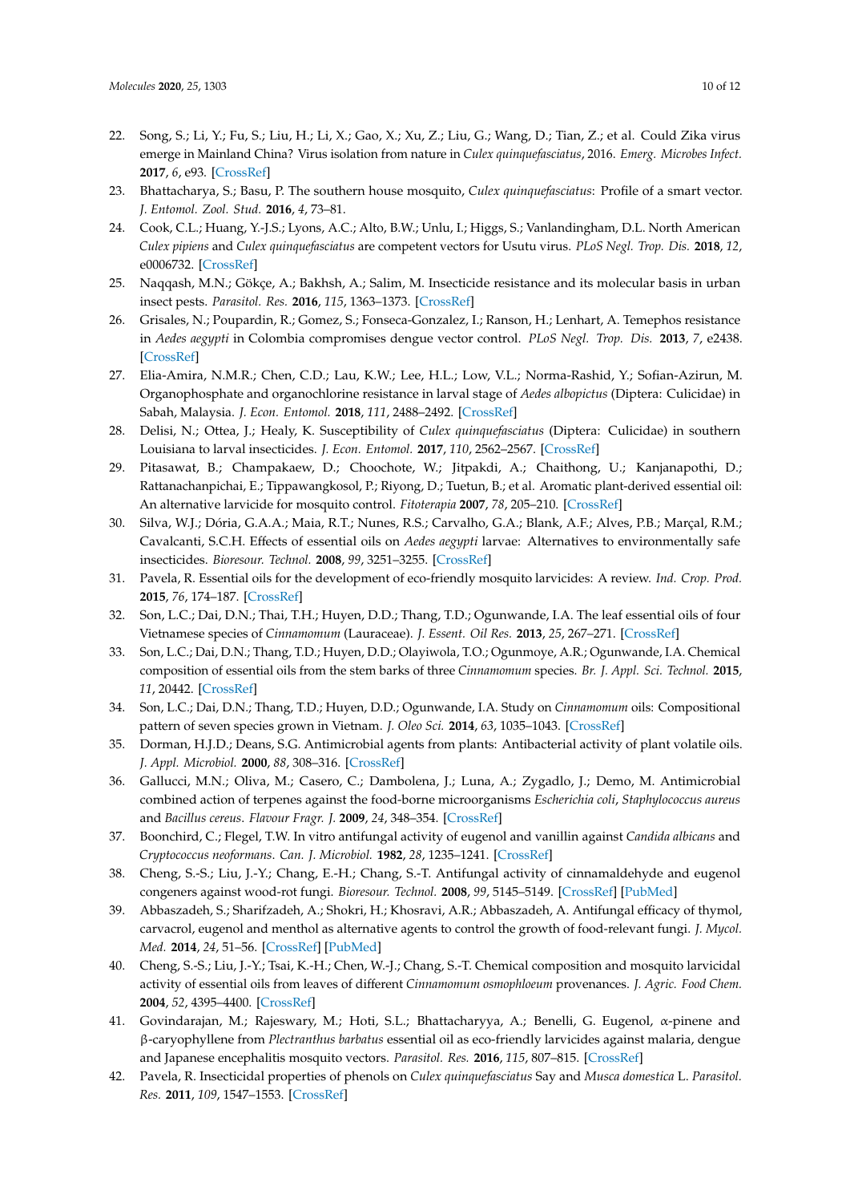22. Song, S.; Li, Y.; Fu, S.; Liu, H.; Li, X.; Gao, X.; Xu, Z.; Liu, G.; Wang, D.; Tian, Z.; et al. Could Zika virus emerge in Mainland China? Virus isolation from nature in *Culex quinquefasciatus*, 2016. *Emerg. Microbes Infect.* **2017**, *6*, e93. [CrossRef]
23. Bhattacharya, S.; Basu, P. The southern house mosquito, *Culex quinquefasciatus*: Profile of a smart vector. *J. Entomol. Zool. Stud.* **2016**, *4*, 73–81.
24. Cook, C.L.; Huang, Y.-J.S.; Lyons, A.C.; Alto, B.W.; Unlu, I.; Higgs, S.; Vanlandingham, D.L. North American *Culex pipiens* and *Culex quinquefasciatus* are competent vectors for Usutu virus. *PLoS Negl. Trop. Dis.* **2018**, *12*, e0006732. [CrossRef]
25. Naqqash, M.N.; Gökçe, A.; Bakhsh, A.; Salim, M. Insecticide resistance and its molecular basis in urban insect pests. *Parasitol. Res.* **2016**, *115*, 1363–1373. [CrossRef]
26. Grisales, N.; Poupardin, R.; Gomez, S.; Fonseca-Gonzalez, I.; Ranson, H.; Lenhart, A. Temephos resistance in *Aedes aegypti* in Colombia compromises dengue vector control. *PLoS Negl. Trop. Dis.* **2013**, *7*, e2438. [CrossRef]
27. Elia-Amira, N.M.R.; Chen, C.D.; Lau, K.W.; Lee, H.L.; Low, V.L.; Norma-Rashid, Y.; Sofian-Azirun, M. Organophosphate and organochlorine resistance in larval stage of *Aedes albopictus* (Diptera: Culicidae) in Sabah, Malaysia. *J. Econ. Entomol.* **2018**, *111*, 2488–2492. [CrossRef]
28. Delisi, N.; Ottea, J.; Healy, K. Susceptibility of *Culex quinquefasciatus* (Diptera: Culicidae) in southern Louisiana to larval insecticides. *J. Econ. Entomol.* **2017**, *110*, 2562–2567. [CrossRef]
29. Pitasawat, B.; Champakaew, D.; Choochote, W.; Jitpakdi, A.; Chaithong, U.; Kanjanapothi, D.; Rattanachanpichai, E.; Tippawangkosol, P.; Riyong, D.; Tuetun, B.; et al. Aromatic plant-derived essential oil: An alternative larvicide for mosquito control. *Fitoterapia* **2007**, *78*, 205–210. [CrossRef]
30. Silva, W.J.; Dória, G.A.A.; Maia, R.T.; Nunes, R.S.; Carvalho, G.A.; Blank, A.F.; Alves, P.B.; Marçal, R.M.; Cavalcanti, S.C.H. Effects of essential oils on *Aedes aegypti* larvae: Alternatives to environmentally safe insecticides. *Bioresour. Technol.* **2008**, *99*, 3251–3255. [CrossRef]
31. Pavela, R. Essential oils for the development of eco-friendly mosquito larvicides: A review. *Ind. Crop. Prod.* **2015**, *76*, 174–187. [CrossRef]
32. Son, L.C.; Dai, D.N.; Thai, T.H.; Huyen, D.D.; Thang, T.D.; Ogunwande, I.A. The leaf essential oils of four Vietnamese species of *Cinnamomum* (Lauraceae). *J. Essent. Oil Res.* **2013**, *25*, 267–271. [CrossRef]
33. Son, L.C.; Dai, D.N.; Thang, T.D.; Huyen, D.D.; Olayiwola, T.O.; Ogunmoye, A.R.; Ogunwande, I.A. Chemical composition of essential oils from the stem barks of three *Cinnamomum* species. *Br. J. Appl. Sci. Technol.* **2015**, *11*, 20442. [CrossRef]
34. Son, L.C.; Dai, D.N.; Thang, T.D.; Huyen, D.D.; Ogunwande, I.A. Study on *Cinnamomum* oils: Compositional pattern of seven species grown in Vietnam. *J. Oleo Sci.* **2014**, *63*, 1035–1043. [CrossRef]
35. Dorman, H.J.D.; Deans, S.G. Antimicrobial agents from plants: Antibacterial activity of plant volatile oils. *J. Appl. Microbiol.* **2000**, *88*, 308–316. [CrossRef]
36. Gallucci, M.N.; Oliva, M.; Casero, C.; Dambolena, J.; Luna, A.; Zygadlo, J.; Demo, M. Antimicrobial combined action of terpenes against the food-borne microorganisms *Escherichia coli*, *Staphylococcus aureus* and *Bacillus cereus*. *Flavour Fragr. J.* **2009**, *24*, 348–354. [CrossRef]
37. Boonchird, C.; Flegel, T.W. In vitro antifungal activity of eugenol and vanillin against *Candida albicans* and *Cryptococcus neoformans*. *Can. J. Microbiol.* **1982**, *28*, 1235–1241. [CrossRef]
38. Cheng, S.-S.; Liu, J.-Y.; Chang, E.-H.; Chang, S.-T. Antifungal activity of cinnamaldehyde and eugenol congeners against wood-rot fungi. *Bioresour. Technol.* **2008**, *99*, 5145–5149. [CrossRef] [PubMed]
39. Abbaszadeh, S.; Sharifzadeh, A.; Shokri, H.; Khosravi, A.R.; Abbaszadeh, A. Antifungal efficacy of thymol, carvacrol, eugenol and menthol as alternative agents to control the growth of food-relevant fungi. *J. Mycol. Med.* **2014**, *24*, 51–56. [CrossRef] [PubMed]
40. Cheng, S.-S.; Liu, J.-Y.; Tsai, K.-H.; Chen, W.-J.; Chang, S.-T. Chemical composition and mosquito larvicidal activity of essential oils from leaves of different *Cinnamomum osmophloeum* provenances. *J. Agric. Food Chem.* **2004**, *52*, 4395–4400. [CrossRef]
41. Govindarajan, M.; Rajeswary, M.; Hoti, S.L.; Bhattacharyya, A.; Benelli, G. Eugenol, α-pinene and β-caryophyllene from *Plectranthus barbatus* essential oil as eco-friendly larvicides against malaria, dengue and Japanese encephalitis mosquito vectors. *Parasitol. Res.* **2016**, *115*, 807–815. [CrossRef]
42. Pavela, R. Insecticidal properties of phenols on *Culex quinquefasciatus* Say and *Musca domestica* L. *Parasitol. Res.* **2011**, *109*, 1547–1553. [CrossRef]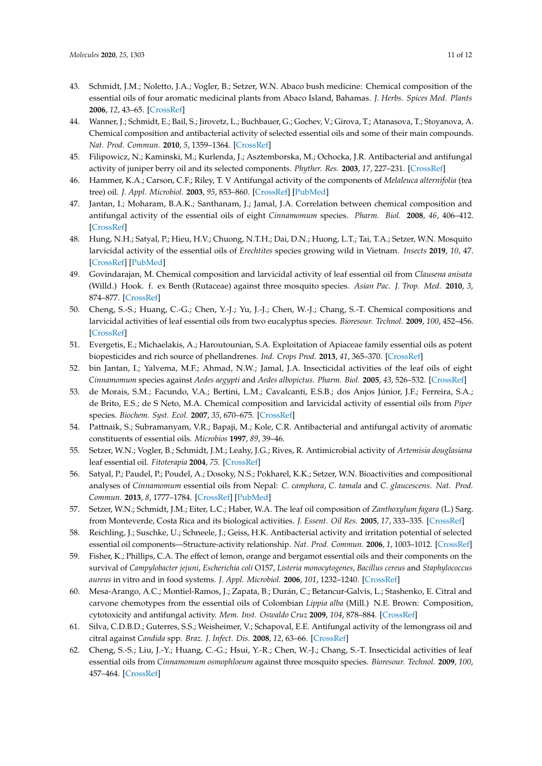43. Schmidt, J.M.; Noletto, J.A.; Vogler, B.; Setzer, W.N. Abaco bush medicine: Chemical composition of the essential oils of four aromatic medicinal plants from Abaco Island, Bahamas. *J. Herbs. Spices Med. Plants* **2006**, *12*, 43–65. [CrossRef]
44. Wanner, J.; Schmidt, E.; Bail, S.; Jirovetz, L.; Buchbauer, G.; Gochev, V.; Girova, T.; Atanasova, T.; Stoyanova, A. Chemical composition and antibacterial activity of selected essential oils and some of their main compounds. *Nat. Prod. Commun.* **2010**, *5*, 1359–1364. [CrossRef]
45. Filipowicz, N.; Kaminski, M.; Kurlenda, J.; Asztemborska, M.; Ochocka, J.R. Antibacterial and antifungal activity of juniper berry oil and its selected components. *Phyther. Res.* **2003**, *17*, 227–231. [CrossRef]
46. Hammer, K.A.; Carson, C.F.; Riley, T. V Antifungal activity of the components of *Melaleuca alternifolia* (tea tree) oil. *J. Appl. Microbiol.* **2003**, *95*, 853–860. [CrossRef] [PubMed]
47. Jantan, I.; Moharam, B.A.K.; Santhanam, J.; Jamal, J.A. Correlation between chemical composition and antifungal activity of the essential oils of eight *Cinnamomum* species. *Pharm. Biol.* **2008**, *46*, 406–412. [CrossRef]
48. Hung, N.H.; Satyal, P.; Hieu, H.V.; Chuong, N.T.H.; Dai, D.N.; Huong, L.T.; Tai, T.A.; Setzer, W.N. Mosquito larvicidal activity of the essential oils of *Erechtites* species growing wild in Vietnam. *Insects* **2019**, *10*, 47. [CrossRef] [PubMed]
49. Govindarajan, M. Chemical composition and larvicidal activity of leaf essential oil from *Clausena anisata* (Willd.) Hook. f. ex Benth (Rutaceae) against three mosquito species. *Asian Pac. J. Trop. Med.* **2010**, *3*, 874–877. [CrossRef]
50. Cheng, S.-S.; Huang, C.-G.; Chen, Y.-J.; Yu, J.-J.; Chen, W.-J.; Chang, S.-T. Chemical compositions and larvicidal activities of leaf essential oils from two eucalyptus species. *Bioresour. Technol.* **2009**, *100*, 452–456. [CrossRef]
51. Evergetis, E.; Michaelakis, A.; Haroutounian, S.A. Exploitation of Apiaceae family essential oils as potent biopesticides and rich source of phellandrenes. *Ind. Crops Prod.* **2013**, *41*, 365–370. [CrossRef]
52. bin Jantan, I.; Yalvema, M.F.; Ahmad, N.W.; Jamal, J.A. Insecticidal activities of the leaf oils of eight *Cinnamomum* species against *Aedes aegypti* and *Aedes albopictus*. *Pharm. Biol.* **2005**, *43*, 526–532. [CrossRef]
53. de Morais, S.M.; Facundo, V.A.; Bertini, L.M.; Cavalcanti, E.S.B.; dos Anjos Júnior, J.F.; Ferreira, S.A.; de Brito, E.S.; de S Neto, M.A. Chemical composition and larvicidal activity of essential oils from *Piper* species. *Biochem. Syst. Ecol.* **2007**, *35*, 670–675. [CrossRef]
54. Pattnaik, S.; Subramanyam, V.R.; Bapaji, M.; Kole, C.R. Antibacterial and antifungal activity of aromatic constituents of essential oils. *Microbios* **1997**, *89*, 39–46.
55. Setzer, W.N.; Vogler, B.; Schmidt, J.M.; Leahy, J.G.; Rives, R. Antimicrobial activity of *Artemisia douglasiana* leaf essential oil. *Fitoterapia* **2004**, *75*. [CrossRef]
56. Satyal, P.; Paudel, P.; Poudel, A.; Dosoky, N.S.; Pokharel, K.K.; Setzer, W.N. Bioactivities and compositional analyses of *Cinnamomum* essential oils from Nepal: *C. camphora*, *C. tamala* and *C. glaucescens*. *Nat. Prod. Commun.* **2013**, *8*, 1777–1784. [CrossRef] [PubMed]
57. Setzer, W.N.; Schmidt, J.M.; Eiter, L.C.; Haber, W.A. The leaf oil composition of *Zanthoxylum fagara* (L.) Sarg. from Monteverde, Costa Rica and its biological activities. *J. Essent. Oil Res.* **2005**, *17*, 333–335. [CrossRef]
58. Reichling, J.; Suschke, U.; Schneele, J.; Geiss, H.K. Antibacterial activity and irritation potential of selected essential oil components—Structure-activity relationship. *Nat. Prod. Commun.* **2006**, *1*, 1003–1012. [CrossRef]
59. Fisher, K.; Phillips, C.A. The effect of lemon, orange and bergamot essential oils and their components on the survival of *Campylobacter jejuni*, *Escherichia coli* O157, *Listeria monocytogenes*, *Bacillus cereus* and *Staphylococcus aureus* in vitro and in food systems. *J. Appl. Microbiol.* **2006**, *101*, 1232–1240. [CrossRef]
60. Mesa-Arango, A.C.; Montiel-Ramos, J.; Zapata, B.; Durán, C.; Betancur-Galvis, L.; Stashenko, E. Citral and carvone chemotypes from the essential oils of Colombian *Lippia alba* (Mill.) N.E. Brown: Composition, cytotoxicity and antifungal activity. *Mem. Inst. Oswaldo Cruz* **2009**, *104*, 878–884. [CrossRef]
61. Silva, C.D.B.D.; Guterres, S.S.; Weisheimer, V.; Schapoval, E.E. Antifungal activity of the lemongrass oil and citral against *Candida* spp. *Braz. J. Infect. Dis.* **2008**, *12*, 63–66. [CrossRef]
62. Cheng, S.-S.; Liu, J.-Y.; Huang, C.-G.; Hsui, Y.-R.; Chen, W.-J.; Chang, S.-T. Insecticidal activities of leaf essential oils from *Cinnamomum osmophloeum* against three mosquito species. *Bioresour. Technol.* **2009**, *100*, 457–464. [CrossRef]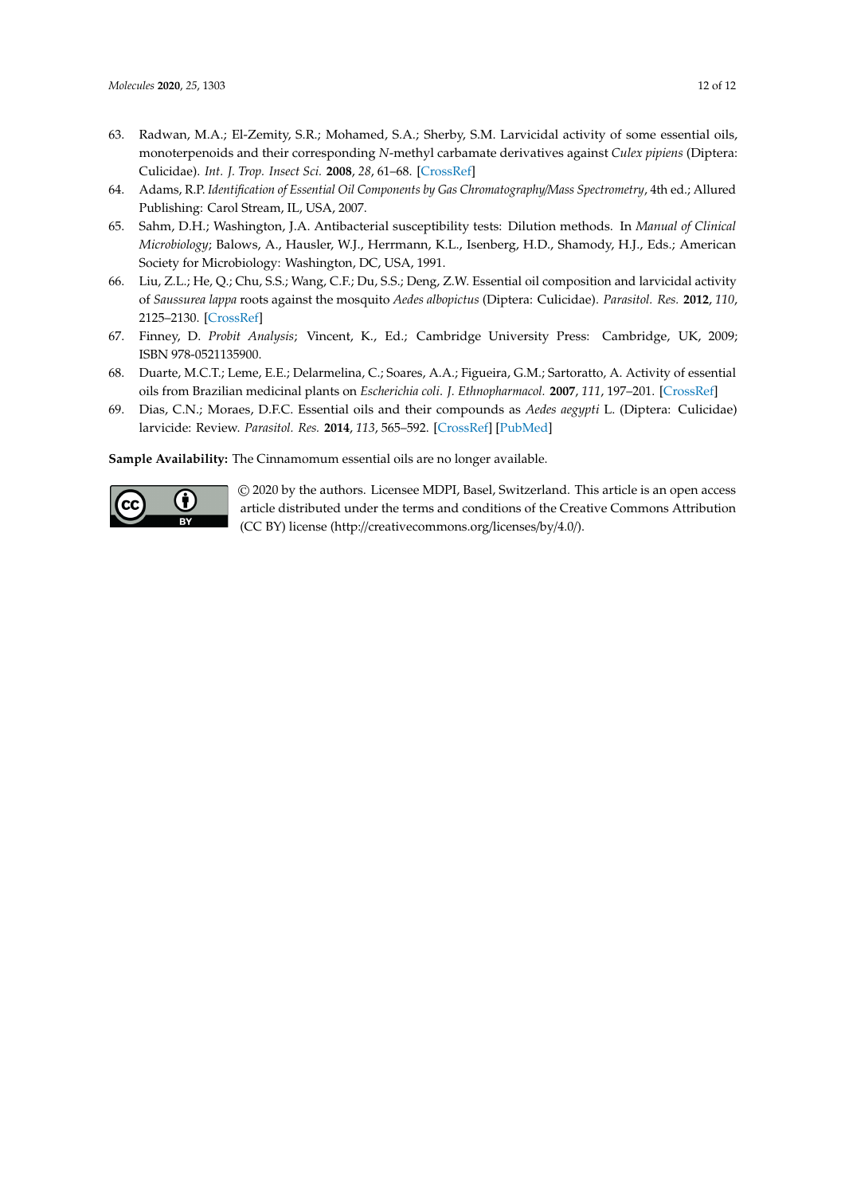63. Radwan, M.A.; El-Zemity, S.R.; Mohamed, S.A.; Sherby, S.M. Larvicidal activity of some essential oils, monoterpenoids and their corresponding *N*-methyl carbamate derivatives against *Culex pipiens* (Diptera: Culicidae). *Int. J. Trop. Insect Sci.* **2008**, *28*, 61–68. [CrossRef]
64. Adams, R.P. *Identification of Essential Oil Components by Gas Chromatography/Mass Spectrometry*, 4th ed.; Allured Publishing: Carol Stream, IL, USA, 2007.
65. Sahm, D.H.; Washington, J.A. Antibacterial susceptibility tests: Dilution methods. In *Manual of Clinical Microbiology*; Balows, A., Hausler, W.J., Herrmann, K.L., Isenberg, H.D., Shamody, H.J., Eds.; American Society for Microbiology: Washington, DC, USA, 1991.
66. Liu, Z.L.; He, Q.; Chu, S.S.; Wang, C.F.; Du, S.S.; Deng, Z.W. Essential oil composition and larvicidal activity of *Saussurea lappa* roots against the mosquito *Aedes albopictus* (Diptera: Culicidae). *Parasitol. Res.* **2012**, *110*, 2125–2130. [CrossRef]
67. Finney, D. *Probit Analysis*; Vincent, K., Ed.; Cambridge University Press: Cambridge, UK, 2009; ISBN 978-0521135900.
68. Duarte, M.C.T.; Leme, E.E.; Delarmelina, C.; Soares, A.A.; Figueira, G.M.; Sartoratto, A. Activity of essential oils from Brazilian medicinal plants on *Escherichia coli*. *J. Ethnopharmacol.* **2007**, *111*, 197–201. [CrossRef]
69. Dias, C.N.; Moraes, D.F.C. Essential oils and their compounds as *Aedes aegypti* L. (Diptera: Culicidae) larvicide: Review. *Parasitol. Res.* **2014**, *113*, 565–592. [CrossRef] [PubMed]

**Sample Availability:** The Cinnamomum essential oils are no longer available.

© 2020 by the authors. Licensee MDPI, Basel, Switzerland. This article is an open access article distributed under the terms and conditions of the Creative Commons Attribution (CC BY) license (http://creativecommons.org/licenses/by/4.0/).